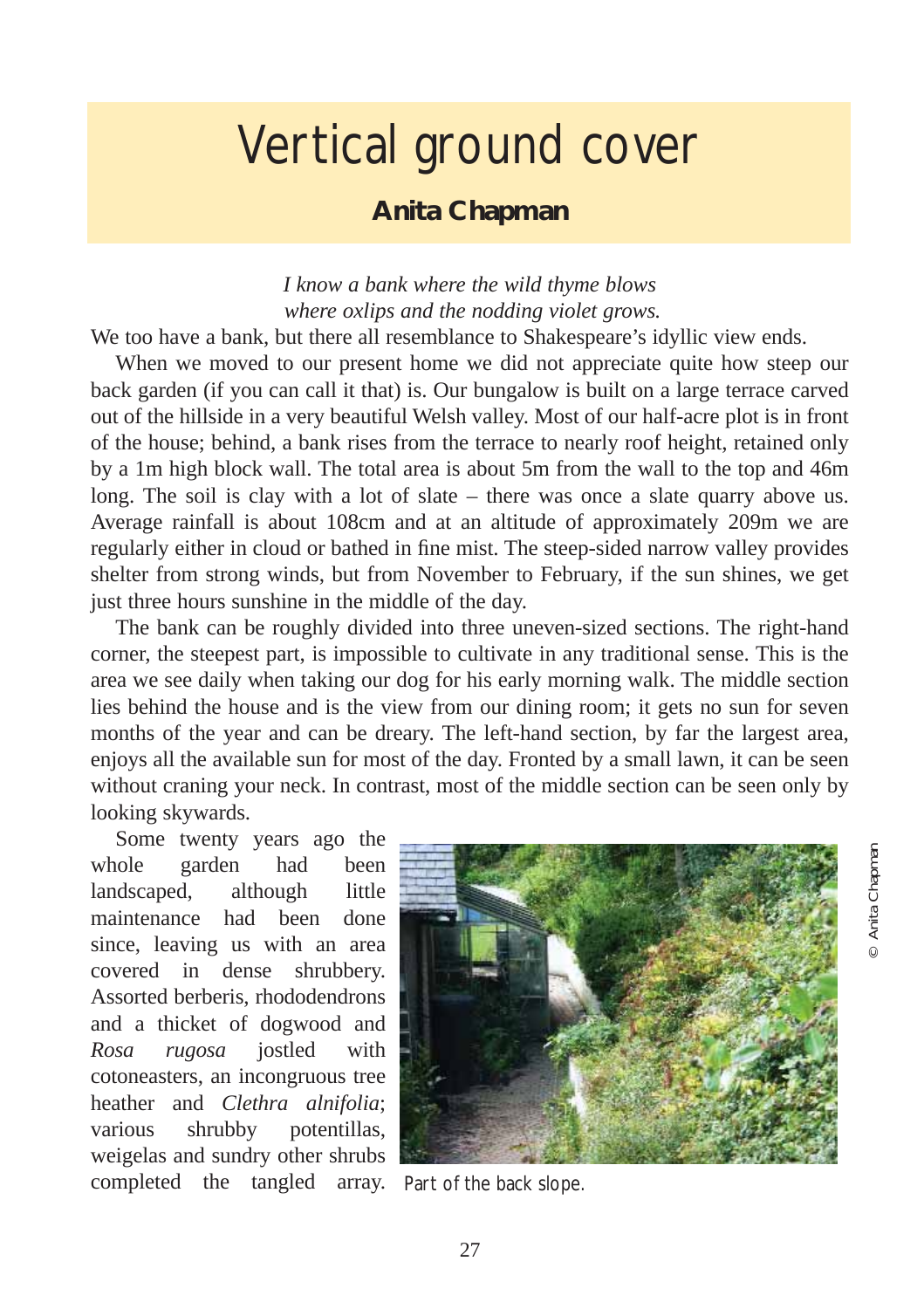# Vertical ground cover

## Anita Chapman

*I know a bank where the wild thyme blows*
*where oxlips and the nodding violet grows.*

We too have a bank, but there all resemblance to Shakespeare's idyllic view ends.

When we moved to our present home we did not appreciate quite how steep our back garden (if you can call it that) is. Our bungalow is built on a large terrace carved out of the hillside in a very beautiful Welsh valley. Most of our half-acre plot is in front of the house; behind, a bank rises from the terrace to nearly roof height, retained only by a 1m high block wall. The total area is about 5m from the wall to the top and 46m long. The soil is clay with a lot of slate – there was once a slate quarry above us. Average rainfall is about 108cm and at an altitude of approximately 209m we are regularly either in cloud or bathed in fine mist. The steep-sided narrow valley provides shelter from strong winds, but from November to February, if the sun shines, we get just three hours sunshine in the middle of the day.

The bank can be roughly divided into three uneven-sized sections. The right-hand corner, the steepest part, is impossible to cultivate in any traditional sense. This is the area we see daily when taking our dog for his early morning walk. The middle section lies behind the house and is the view from our dining room; it gets no sun for seven months of the year and can be dreary. The left-hand section, by far the largest area, enjoys all the available sun for most of the day. Fronted by a small lawn, it can be seen without craning your neck. In contrast, most of the middle section can be seen only by looking skywards.

Some twenty years ago the whole garden had been landscaped, although little maintenance had been done since, leaving us with an area covered in dense shrubbery. Assorted berberis, rhododendrons and a thicket of dogwood and *Rosa rugosa* jostled with cotoneasters, an incongruous tree heather and *Clethra alnifolia*; various shrubby potentillas, weigelas and sundry other shrubs completed the tangled array.

© Anita Chapman

Part of the back slope.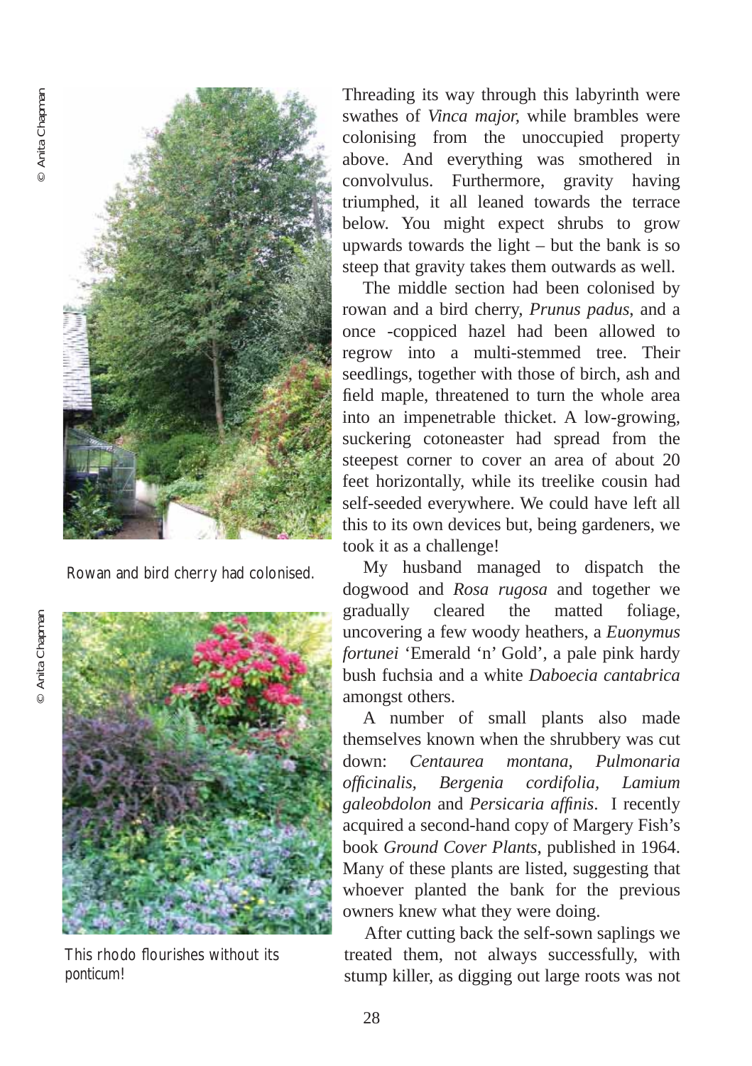Rowan and bird cherry had colonised.

This rhodo flourishes without its ponticum!

Threading its way through this labyrinth were swathes of *Vinca major,* while brambles were colonising from the unoccupied property above. And everything was smothered in convolvulus. Furthermore, gravity having triumphed, it all leaned towards the terrace below. You might expect shrubs to grow upwards towards the light – but the bank is so steep that gravity takes them outwards as well.

The middle section had been colonised by rowan and a bird cherry, *Prunus padus*, and a once -coppiced hazel had been allowed to regrow into a multi-stemmed tree. Their seedlings, together with those of birch, ash and field maple, threatened to turn the whole area into an impenetrable thicket. A low-growing, suckering cotoneaster had spread from the steepest corner to cover an area of about 20 feet horizontally, while its treelike cousin had self-seeded everywhere. We could have left all this to its own devices but, being gardeners, we took it as a challenge!

My husband managed to dispatch the dogwood and *Rosa rugosa* and together we gradually cleared the matted foliage, uncovering a few woody heathers, a *Euonymus fortunei* 'Emerald 'n' Gold', a pale pink hardy bush fuchsia and a white *Daboecia cantabrica* amongst others.

A number of small plants also made themselves known when the shrubbery was cut down: *Centaurea montana*, *Pulmonaria officinalis*, *Bergenia cordifolia*, *Lamium galeobdolon* and *Persicaria affinis*. I recently acquired a second-hand copy of Margery Fish's book *Ground Cover Plants*, published in 1964. Many of these plants are listed, suggesting that whoever planted the bank for the previous owners knew what they were doing.

After cutting back the self-sown saplings we treated them, not always successfully, with stump killer, as digging out large roots was not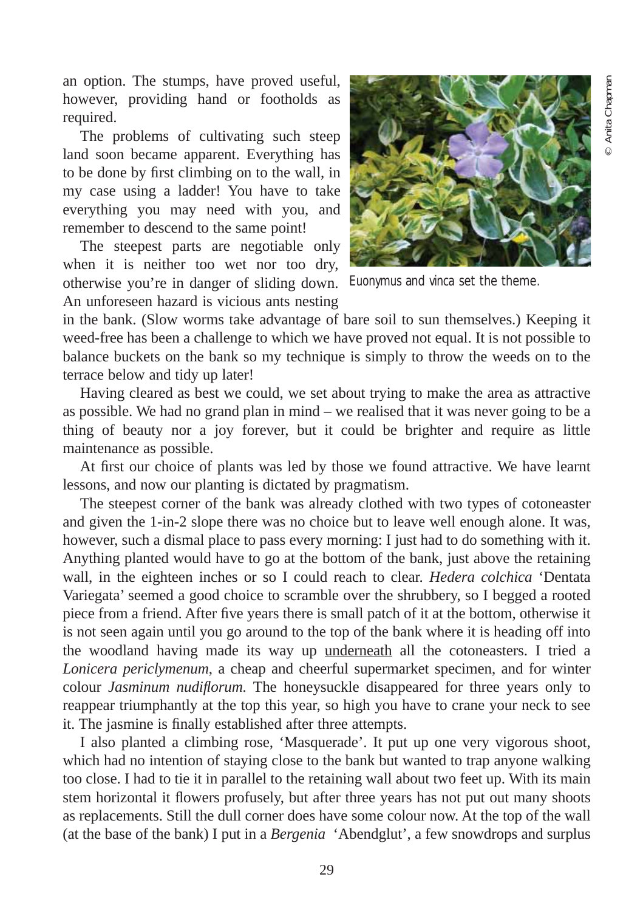an option. The stumps, have proved useful, however, providing hand or footholds as required.

The problems of cultivating such steep land soon became apparent. Everything has to be done by first climbing on to the wall, in my case using a ladder! You have to take everything you may need with you, and remember to descend to the same point!

The steepest parts are negotiable only when it is neither too wet nor too dry, otherwise you're in danger of sliding down. An unforeseen hazard is vicious ants nesting in the bank. (Slow worms take advantage of bare soil to sun themselves.) Keeping it weed-free has been a challenge to which we have proved not equal. It is not possible to balance buckets on the bank so my technique is simply to throw the weeds on to the terrace below and tidy up later!

Euonymus and vinca set the theme.

© Anita Chapman

Having cleared as best we could, we set about trying to make the area as attractive as possible. We had no grand plan in mind – we realised that it was never going to be a thing of beauty nor a joy forever, but it could be brighter and require as little maintenance as possible.

At first our choice of plants was led by those we found attractive. We have learnt lessons, and now our planting is dictated by pragmatism.

The steepest corner of the bank was already clothed with two types of cotoneaster and given the 1-in-2 slope there was no choice but to leave well enough alone. It was, however, such a dismal place to pass every morning: I just had to do something with it. Anything planted would have to go at the bottom of the bank, just above the retaining wall, in the eighteen inches or so I could reach to clear. *Hedera colchica* 'Dentata Variegata' seemed a good choice to scramble over the shrubbery, so I begged a rooted piece from a friend. After five years there is small patch of it at the bottom, otherwise it is not seen again until you go around to the top of the bank where it is heading off into the woodland having made its way up <u>underneath</u> all the cotoneasters. I tried a *Lonicera periclymenum*, a cheap and cheerful supermarket specimen, and for winter colour *Jasminum nudiflorum.* The honeysuckle disappeared for three years only to reappear triumphantly at the top this year, so high you have to crane your neck to see it. The jasmine is finally established after three attempts.

I also planted a climbing rose, 'Masquerade'. It put up one very vigorous shoot, which had no intention of staying close to the bank but wanted to trap anyone walking too close. I had to tie it in parallel to the retaining wall about two feet up. With its main stem horizontal it flowers profusely, but after three years has not put out many shoots as replacements. Still the dull corner does have some colour now. At the top of the wall (at the base of the bank) I put in a *Bergenia* 'Abendglut', a few snowdrops and surplus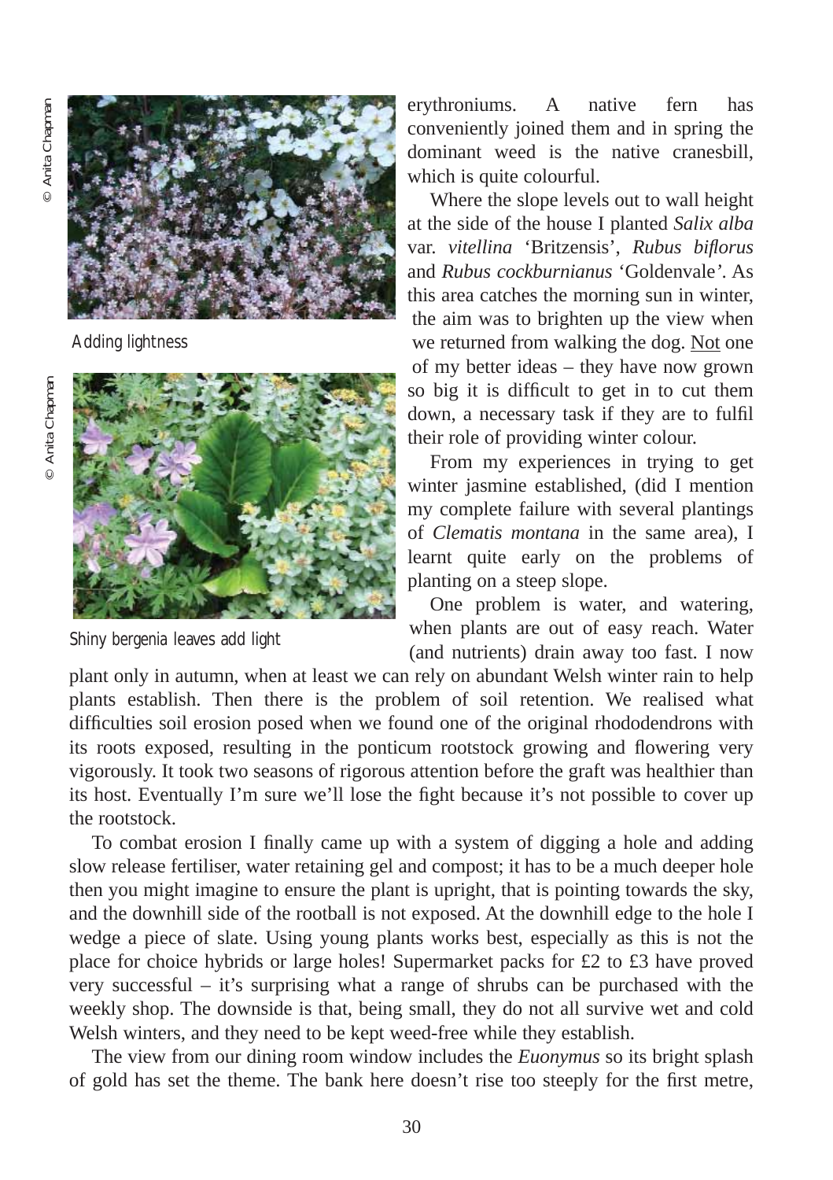Adding lightness

Shiny bergenia leaves add light

erythroniums. A native fern has conveniently joined them and in spring the dominant weed is the native cranesbill, which is quite colourful.

Where the slope levels out to wall height at the side of the house I planted *Salix alba* var. *vitellina* 'Britzensis', *Rubus biflorus* and *Rubus cockburnianus* 'Goldenvale'. As this area catches the morning sun in winter, the aim was to brighten up the view when we returned from walking the dog. Not one of my better ideas – they have now grown so big it is difficult to get in to cut them down, a necessary task if they are to fulfil their role of providing winter colour.

From my experiences in trying to get winter jasmine established, (did I mention my complete failure with several plantings of *Clematis montana* in the same area), I learnt quite early on the problems of planting on a steep slope.

One problem is water, and watering, when plants are out of easy reach. Water (and nutrients) drain away too fast. I now plant only in autumn, when at least we can rely on abundant Welsh winter rain to help plants establish. Then there is the problem of soil retention. We realised what difficulties soil erosion posed when we found one of the original rhododendrons with its roots exposed, resulting in the ponticum rootstock growing and flowering very vigorously. It took two seasons of rigorous attention before the graft was healthier than its host. Eventually I'm sure we'll lose the fight because it's not possible to cover up the rootstock.

To combat erosion I finally came up with a system of digging a hole and adding slow release fertiliser, water retaining gel and compost; it has to be a much deeper hole then you might imagine to ensure the plant is upright, that is pointing towards the sky, and the downhill side of the rootball is not exposed. At the downhill edge to the hole I wedge a piece of slate. Using young plants works best, especially as this is not the place for choice hybrids or large holes! Supermarket packs for £2 to £3 have proved very successful – it's surprising what a range of shrubs can be purchased with the weekly shop. The downside is that, being small, they do not all survive wet and cold Welsh winters, and they need to be kept weed-free while they establish.

The view from our dining room window includes the *Euonymus* so its bright splash of gold has set the theme. The bank here doesn't rise too steeply for the first metre,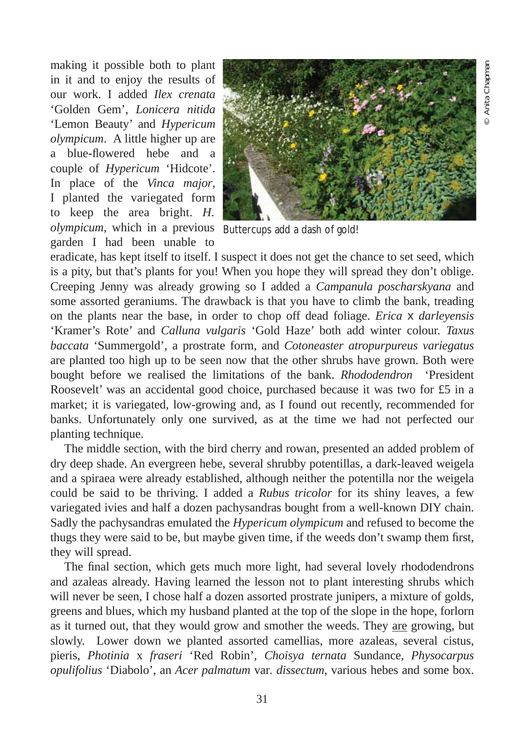making it possible both to plant in it and to enjoy the results of our work. I added *Ilex crenata* 'Golden Gem', *Lonicera nitida* 'Lemon Beauty' and *Hypericum olympicum*. A little higher up are a blue-flowered hebe and a couple of *Hypericum* 'Hidcote'. In place of the *Vinca major*, I planted the variegated form to keep the area bright. *H. olympicum*, which in a previous garden I had been unable to eradicate, has kept itself to itself. I suspect it does not get the chance to set seed, which is a pity, but that's plants for you! When you hope they will spread they don't oblige. Creeping Jenny was already growing so I added a *Campanula poscharskyana* and some assorted geraniums. The drawback is that you have to climb the bank, treading on the plants near the base, in order to chop off dead foliage. *Erica* x *darleyensis* 'Kramer's Rote' and *Calluna vulgaris* 'Gold Haze' both add winter colour. *Taxus baccata* 'Summergold', a prostrate form, and *Cotoneaster atropurpureus variegatus* are planted too high up to be seen now that the other shrubs have grown. Both were bought before we realised the limitations of the bank. *Rhododendron* 'President Roosevelt' was an accidental good choice, purchased because it was two for £5 in a market; it is variegated, low-growing and, as I found out recently, recommended for banks. Unfortunately only one survived, as at the time we had not perfected our planting technique.

Buttercups add a dash of gold!

© Anita Chapman

The middle section, with the bird cherry and rowan, presented an added problem of dry deep shade. An evergreen hebe, several shrubby potentillas, a dark-leaved weigela and a spiraea were already established, although neither the potentilla nor the weigela could be said to be thriving. I added a *Rubus tricolor* for its shiny leaves, a few variegated ivies and half a dozen pachysandras bought from a well-known DIY chain. Sadly the pachysandras emulated the *Hypericum olympicum* and refused to become the thugs they were said to be, but maybe given time, if the weeds don't swamp them first, they will spread.

The final section, which gets much more light, had several lovely rhododendrons and azaleas already. Having learned the lesson not to plant interesting shrubs which will never be seen, I chose half a dozen assorted prostrate junipers, a mixture of golds, greens and blues, which my husband planted at the top of the slope in the hope, forlorn as it turned out, that they would grow and smother the weeds. They <u>are</u> growing, but slowly. Lower down we planted assorted camellias, more azaleas, several cistus, pieris, *Photinia* x *fraseri* 'Red Robin', *Choisya ternata* Sundance, *Physocarpus opulifolius* 'Diabolo', an *Acer palmatum* var. *dissectum*, various hebes and some box.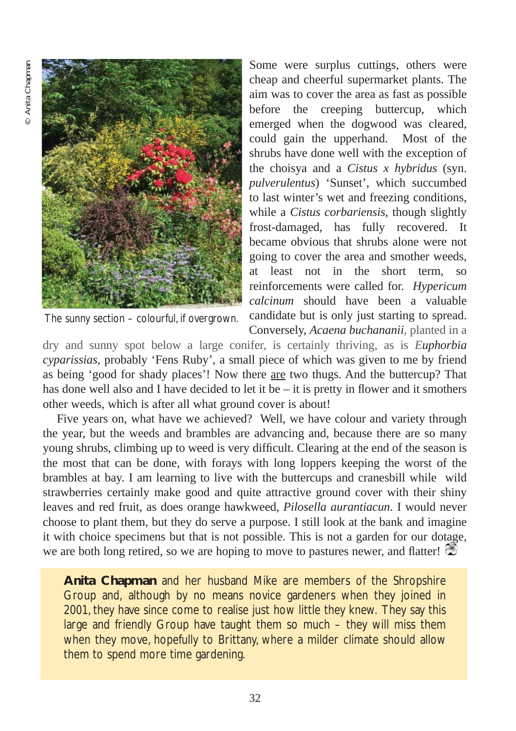The sunny section – colourful, if overgrown.

Some were surplus cuttings, others were cheap and cheerful supermarket plants. The aim was to cover the area as fast as possible before the creeping buttercup, which emerged when the dogwood was cleared, could gain the upperhand. Most of the shrubs have done well with the exception of the choisya and a *Cistus x hybridus* (syn. *pulverulentus*) 'Sunset', which succumbed to last winter's wet and freezing conditions, while a *Cistus corbariensis*, though slightly frost-damaged, has fully recovered. It became obvious that shrubs alone were not going to cover the area and smother weeds, at least not in the short term, so reinforcements were called for. *Hypericum calcinum* should have been a valuable candidate but is only just starting to spread. Conversely, *Acaena buchananii*, planted in a dry and sunny spot below a large conifer, is certainly thriving, as is *Euphorbia cyparissias*, probably 'Fens Ruby', a small piece of which was given to me by friend as being 'good for shady places'! Now there are two thugs. And the buttercup? That has done well also and I have decided to let it be – it is pretty in flower and it smothers other weeds, which is after all what ground cover is about!

Five years on, what have we achieved? Well, we have colour and variety through the year, but the weeds and brambles are advancing and, because there are so many young shrubs, climbing up to weed is very difficult. Clearing at the end of the season is the most that can be done, with forays with long loppers keeping the worst of the brambles at bay. I am learning to live with the buttercups and cranesbill while wild strawberries certainly make good and quite attractive ground cover with their shiny leaves and red fruit, as does orange hawkweed, *Pilosella aurantiacun*. I would never choose to plant them, but they do serve a purpose. I still look at the bank and imagine it with choice specimens but that is not possible. This is not a garden for our dotage, we are both long retired, so we are hoping to move to pastures newer, and flatter!

**Anita Chapman** and her husband Mike are members of the Shropshire Group and, although by no means novice gardeners when they joined in 2001, they have since come to realise just how little they knew. They say this large and friendly Group have taught them so much – they will miss them when they move, hopefully to Brittany, where a milder climate should allow them to spend more time gardening.